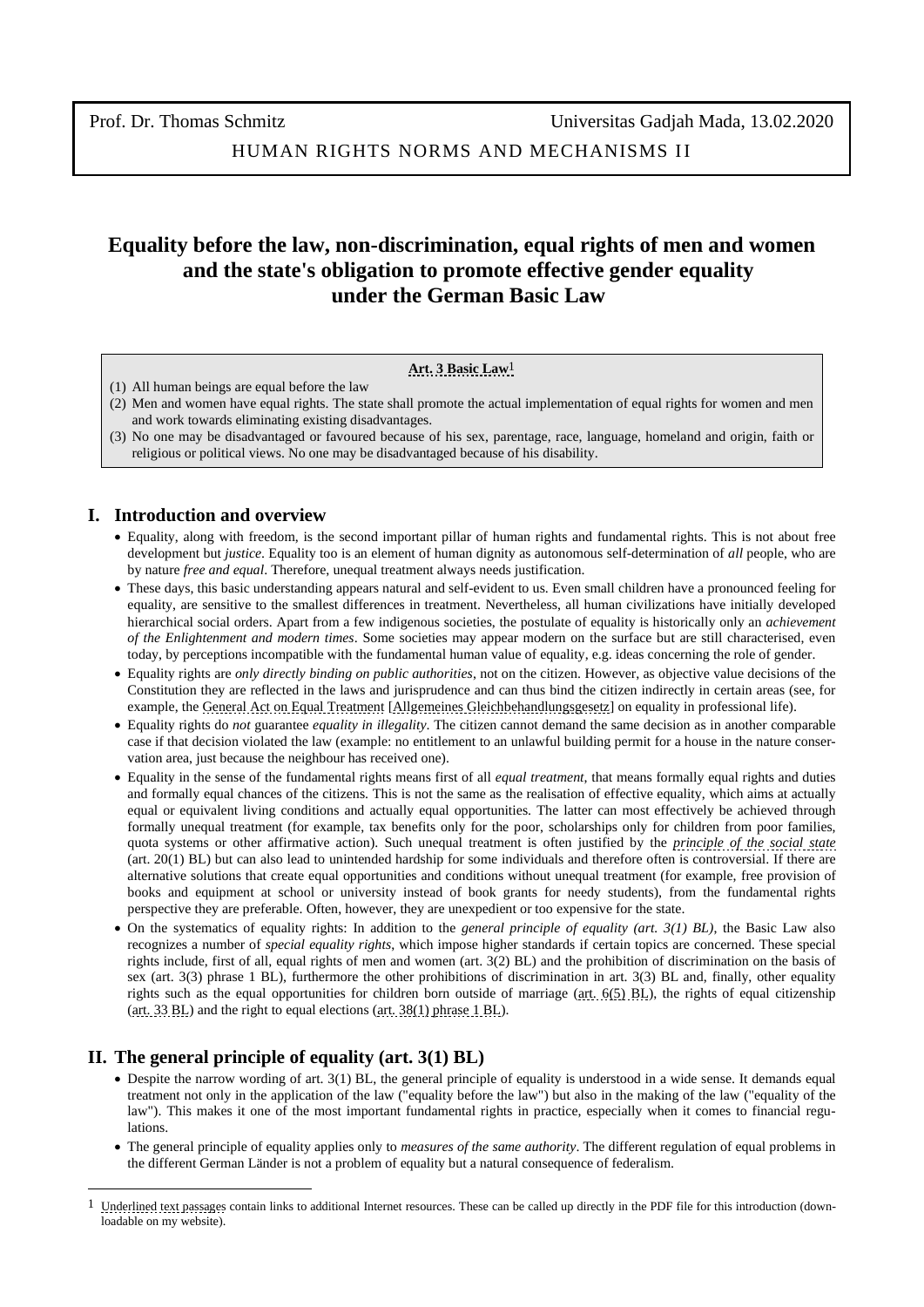Prof. Dr. Thomas Schmitz Universitas Gadjah Mada, 13.02.2020

HUMAN RIGHTS NORMS AND MECHANISMS II

# Equality before the law, non-discrimination, equal rights of men and women and the state's obligation to promote effective gender equality under the German Basic Law

**Art. 3 Basic Law**[1]

(1) All human beings are equal before the law
(2) Men and women have equal rights. The state shall promote the actual implementation of equal rights for women and men and work towards eliminating existing disadvantages.
(3) No one may be disadvantaged or favoured because of his sex, parentage, race, language, homeland and origin, faith or religious or political views. No one may be disadvantaged because of his disability.

## I. Introduction and overview

- Equality, along with freedom, is the second important pillar of human rights and fundamental rights. This is not about free development but *justice*. Equality too is an element of human dignity as autonomous self-determination of *all* people, who are by nature *free and equal*. Therefore, unequal treatment always needs justification.
- These days, this basic understanding appears natural and self-evident to us. Even small children have a pronounced feeling for equality, are sensitive to the smallest differences in treatment. Nevertheless, all human civilizations have initially developed hierarchical social orders. Apart from a few indigenous societies, the postulate of equality is historically only an *achievement of the Enlightenment and modern times*. Some societies may appear modern on the surface but are still characterised, even today, by perceptions incompatible with the fundamental human value of equality, e.g. ideas concerning the role of gender.
- Equality rights are *only directly binding on public authorities*, not on the citizen. However, as objective value decisions of the Constitution they are reflected in the laws and jurisprudence and can thus bind the citizen indirectly in certain areas (see, for example, the General Act on Equal Treatment [Allgemeines Gleichbehandlungsgesetz] on equality in professional life).
- Equality rights do *not* guarantee *equality in illegality*. The citizen cannot demand the same decision as in another comparable case if that decision violated the law (example: no entitlement to an unlawful building permit for a house in the nature conservation area, just because the neighbour has received one).
- Equality in the sense of the fundamental rights means first of all *equal treatment*, that means formally equal rights and duties and formally equal chances of the citizens. This is not the same as the realisation of effective equality, which aims at actually equal or equivalent living conditions and actually equal opportunities. The latter can most effectively be achieved through formally unequal treatment (for example, tax benefits only for the poor, scholarships only for children from poor families, quota systems or other affirmative action). Such unequal treatment is often justified by the *principle of the social state* (art. 20(1) BL) but can also lead to unintended hardship for some individuals and therefore often is controversial. If there are alternative solutions that create equal opportunities and conditions without unequal treatment (for example, free provision of books and equipment at school or university instead of book grants for needy students), from the fundamental rights perspective they are preferable. Often, however, they are unexpedient or too expensive for the state.
- On the systematics of equality rights: In addition to the *general principle of equality (art. 3(1) BL)*, the Basic Law also recognizes a number of *special equality rights*, which impose higher standards if certain topics are concerned. These special rights include, first of all, equal rights of men and women (art. 3(2) BL) and the prohibition of discrimination on the basis of sex (art. 3(3) phrase 1 BL), furthermore the other prohibitions of discrimination in art. 3(3) BL and, finally, other equality rights such as the equal opportunities for children born outside of marriage (art. 6(5) BL), the rights of equal citizenship (art. 33 BL) and the right to equal elections (art. 38(1) phrase 1 BL).

## II. The general principle of equality (art. 3(1) BL)

- Despite the narrow wording of art. 3(1) BL, the general principle of equality is understood in a wide sense. It demands equal treatment not only in the application of the law ("equality before the law") but also in the making of the law ("equality of the law"). This makes it one of the most important fundamental rights in practice, especially when it comes to financial regulations.
- The general principle of equality applies only to *measures of the same authority*. The different regulation of equal problems in the different German Länder is not a problem of equality but a natural consequence of federalism.

[1] Underlined text passages contain links to additional Internet resources. These can be called up directly in the PDF file for this introduction (downloadable on my website).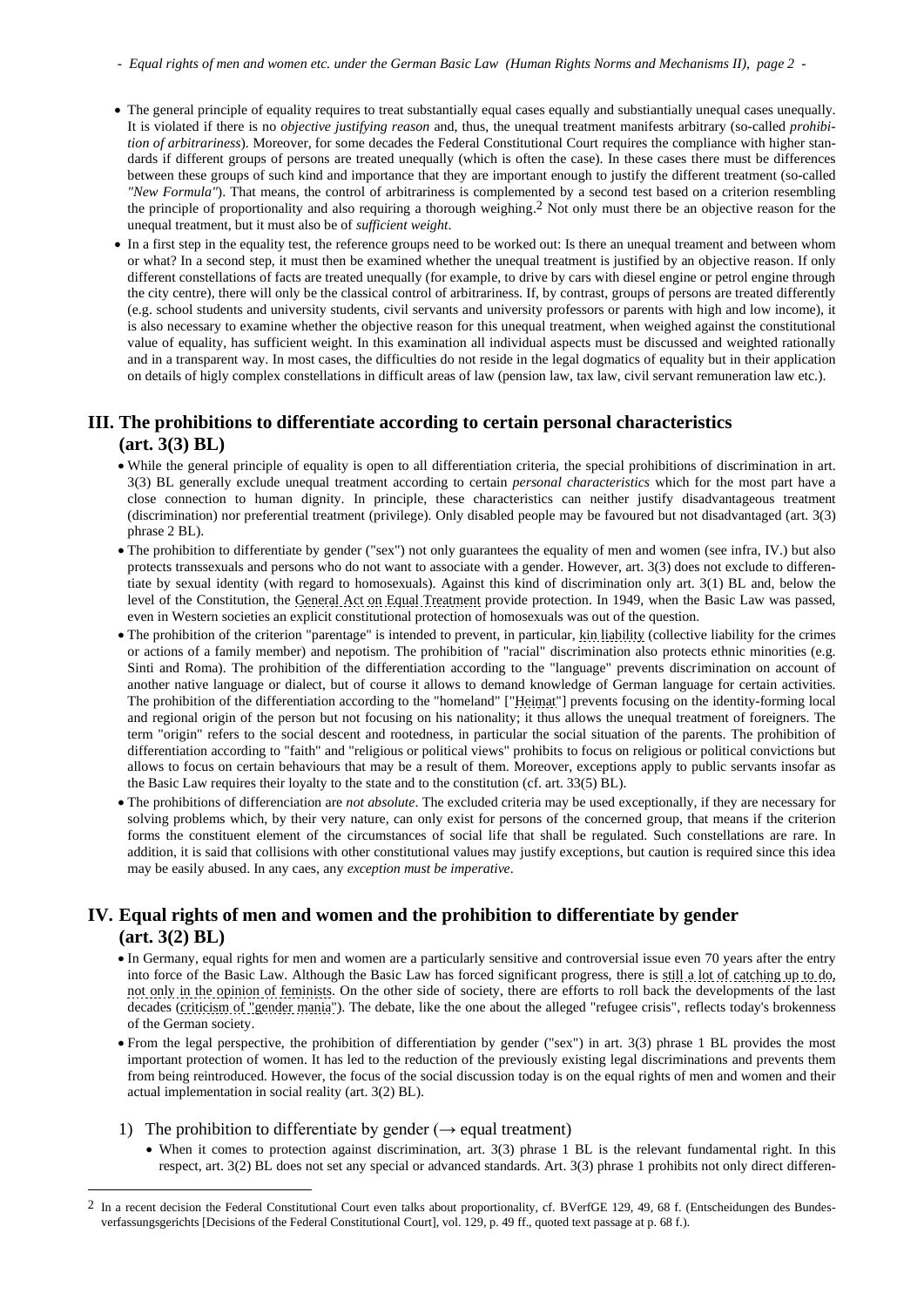- The general principle of equality requires to treat substantially equal cases equally and substiantially unequal cases unequally. It is violated if there is no *objective justifying reason* and, thus, the unequal treatment manifests arbitrary (so-called *prohibition of arbitrariness*). Moreover, for some decades the Federal Constitutional Court requires the compliance with higher standards if different groups of persons are treated unequally (which is often the case). In these cases there must be differences between these groups of such kind and importance that they are important enough to justify the different treatment (so-called *"New Formula"*). That means, the control of arbitrariness is complemented by a second test based on a criterion resembling the principle of proportionality and also requiring a thorough weighing.[2] Not only must there be an objective reason for the unequal treatment, but it must also be of *sufficient weight*.
- In a first step in the equality test, the reference groups need to be worked out: Is there an unequal treament and between whom or what? In a second step, it must then be examined whether the unequal treatment is justified by an objective reason. If only different constellations of facts are treated unequally (for example, to drive by cars with diesel engine or petrol engine through the city centre), there will only be the classical control of arbitrariness. If, by contrast, groups of persons are treated differently (e.g. school students and university students, civil servants and university professors or parents with high and low income), it is also necessary to examine whether the objective reason for this unequal treatment, when weighed against the constitutional value of equality, has sufficient weight. In this examination all individual aspects must be discussed and weighted rationally and in a transparent way. In most cases, the difficulties do not reside in the legal dogmatics of equality but in their application on details of higly complex constellations in difficult areas of law (pension law, tax law, civil servant remuneration law etc.).

## III. The prohibitions to differentiate according to certain personal characteristics (art. 3(3) BL)

- While the general principle of equality is open to all differentiation criteria, the special prohibitions of discrimination in art. 3(3) BL generally exclude unequal treatment according to certain *personal characteristics* which for the most part have a close connection to human dignity. In principle, these characteristics can neither justify disadvantageous treatment (discrimination) nor preferential treatment (privilege). Only disabled people may be favoured but not disadvantaged (art. 3(3) phrase 2 BL).
- The prohibition to differentiate by gender ("sex") not only guarantees the equality of men and women (see infra, IV.) but also protects transsexuals and persons who do not want to associate with a gender. However, art. 3(3) does not exclude to differentiate by sexual identity (with regard to homosexuals). Against this kind of discrimination only art. 3(1) BL and, below the level of the Constitution, the General Act on Equal Treatment provide protection. In 1949, when the Basic Law was passed, even in Western societies an explicit constitutional protection of homosexuals was out of the question.
- The prohibition of the criterion "parentage" is intended to prevent, in particular, kin liability (collective liability for the crimes or actions of a family member) and nepotism. The prohibition of "racial" discrimination also protects ethnic minorities (e.g. Sinti and Roma). The prohibition of the differentiation according to the "language" prevents discrimination on account of another native language or dialect, but of course it allows to demand knowledge of German language for certain activities. The prohibition of the differentiation according to the "homeland" ["Heimat"] prevents focusing on the identity-forming local and regional origin of the person but not focusing on his nationality; it thus allows the unequal treatment of foreigners. The term "origin" refers to the social descent and rootedness, in particular the social situation of the parents. The prohibition of differentiation according to "faith" and "religious or political views" prohibits to focus on religious or political convictions but allows to focus on certain behaviours that may be a result of them. Moreover, exceptions apply to public servants insofar as the Basic Law requires their loyalty to the state and to the constitution (cf. art. 33(5) BL).
- The prohibitions of differenciation are *not absolute*. The excluded criteria may be used exceptionally, if they are necessary for solving problems which, by their very nature, can only exist for persons of the concerned group, that means if the criterion forms the constituent element of the circumstances of social life that shall be regulated. Such constellations are rare. In addition, it is said that collisions with other constitutional values may justify exceptions, but caution is required since this idea may be easily abused. In any caes, any *exception must be imperative*.

## IV. Equal rights of men and women and the prohibition to differentiate by gender (art. 3(2) BL)

- In Germany, equal rights for men and women are a particularly sensitive and controversial issue even 70 years after the entry into force of the Basic Law. Although the Basic Law has forced significant progress, there is still a lot of catching up to do, not only in the opinion of feminists. On the other side of society, there are efforts to roll back the developments of the last decades (criticism of "gender mania"). The debate, like the one about the alleged "refugee crisis", reflects today's brokenness of the German society.
- From the legal perspective, the prohibition of differentiation by gender ("sex") in art. 3(3) phrase 1 BL provides the most important protection of women. It has led to the reduction of the previously existing legal discriminations and prevents them from being reintroduced. However, the focus of the social discussion today is on the equal rights of men and women and their actual implementation in social reality (art. 3(2) BL).

1) The prohibition to differentiate by gender (→ equal treatment)
   - When it comes to protection against discrimination, art. 3(3) phrase 1 BL is the relevant fundamental right. In this respect, art. 3(2) BL does not set any special or advanced standards. Art. 3(3) phrase 1 prohibits not only direct differen-

---

[2] In a recent decision the Federal Constitutional Court even talks about proportionality, cf. BVerfGE 129, 49, 68 f. (Entscheidungen des Bundesverfassungsgerichts [Decisions of the Federal Constitutional Court], vol. 129, p. 49 ff., quoted text passage at p. 68 f.).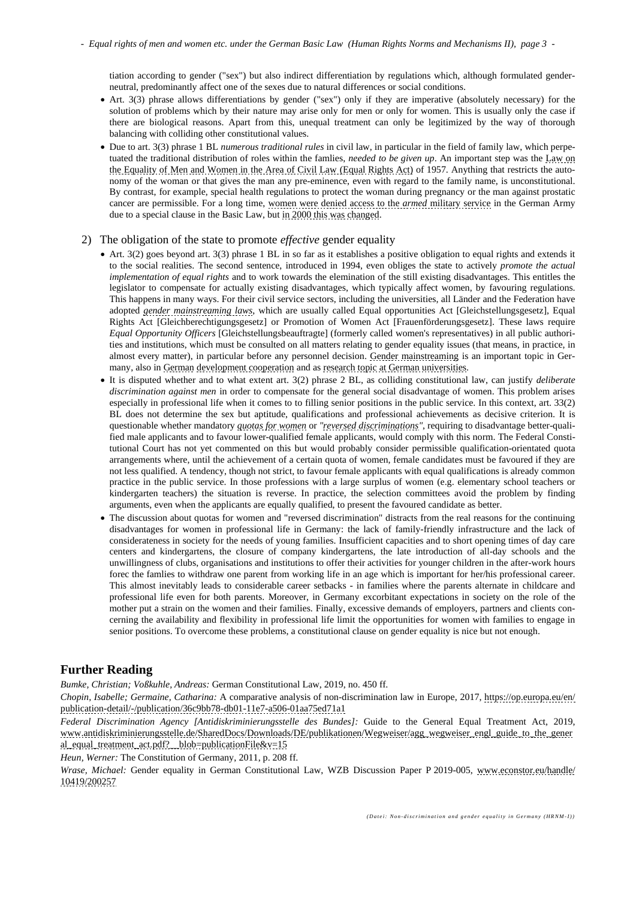tiation according to gender ("sex") but also indirect differentiation by regulations which, although formulated gender-neutral, predominantly affect one of the sexes due to natural differences or social conditions.

- Art. 3(3) phrase allows differentiations by gender ("sex") only if they are imperative (absolutely necessary) for the solution of problems which by their nature may arise only for men or only for women. This is usually only the case if there are biological reasons. Apart from this, unequal treatment can only be legitimized by the way of thorough balancing with colliding other constitutional values.
- Due to art. 3(3) phrase 1 BL *numerous traditional rules* in civil law, in particular in the field of family law, which perpetuated the traditional distribution of roles within the famlies, *needed to be given up*. An important step was the Law on the Equality of Men and Women in the Area of Civil Law (Equal Rights Act) of 1957. Anything that restricts the autonomy of the woman or that gives the man any pre-eminence, even with regard to the family name, is unconstitutional. By contrast, for example, special health regulations to protect the woman during pregnancy or the man against prostatic cancer are permissible. For a long time, women were denied access to the *armed* military service in the German Army due to a special clause in the Basic Law, but in 2000 this was changed.

2) The obligation of the state to promote *effective* gender equality

- Art. 3(2) goes beyond art. 3(3) phrase 1 BL in so far as it establishes a positive obligation to equal rights and extends it to the social realities. The second sentence, introduced in 1994, even obliges the state to actively *promote the actual implementation of equal rights* and to work towards the elemination of the still existing disadvantages. This entitles the legislator to compensate for actually existing disadvantages, which typically affect women, by favouring regulations. This happens in many ways. For their civil service sectors, including the universities, all Länder and the Federation have adopted *gender mainstreaming laws*, which are usually called Equal opportunities Act [Gleichstellungsgesetz], Equal Rights Act [Gleichberechtigungsgesetz] or Promotion of Women Act [Frauenförderungsgesetz]. These laws require *Equal Opportunity Officers* [Gleichstellungsbeauftragte] (formerly called women's representatives) in all public authorities and institutions, which must be consulted on all matters relating to gender equality issues (that means, in practice, in almost every matter), in particular before any personnel decision. Gender mainstreaming is an important topic in Germany, also in German development cooperation and as research topic at German universities.
- It is disputed whether and to what extent art. 3(2) phrase 2 BL, as colliding constitutional law, can justify *deliberate discrimination against men* in order to compensate for the general social disadvantage of women. This problem arises especially in professional life when it comes to to filling senior positions in the public service. In this context, art. 33(2) BL does not determine the sex but aptitude, qualifications and professional achievements as decisive criterion. It is questionable whether mandatory *quotas for women* or *"reversed discriminations"*, requiring to disadvantage better-qualified male applicants and to favour lower-qualified female applicants, would comply with this norm. The Federal Constitutional Court has not yet commented on this but would probably consider permissible qualification-orientated quota arrangements where, until the achievement of a certain quota of women, female candidates must be favoured if they are not less qualified. A tendency, though not strict, to favour female applicants with equal qualifications is already common practice in the public service. In those professions with a large surplus of women (e.g. elementary school teachers or kindergarten teachers) the situation is reverse. In practice, the selection committees avoid the problem by finding arguments, even when the applicants are equally qualified, to present the favoured candidate as better.
- The discussion about quotas for women and "reversed discrimination" distracts from the real reasons for the continuing disadvantages for women in professional life in Germany: the lack of family-friendly infrastructure and the lack of considerateness in society for the needs of young families. Insufficient capacities and to short opening times of day care centers and kindergartens, the closure of company kindergartens, the late introduction of all-day schools and the unwillingness of clubs, organisations and institutions to offer their activities for younger children in the after-work hours forec the famlies to withdraw one parent from working life in an age which is important for her/his professional career. This almost inevitably leads to considerable career setbacks - in families where the parents alternate in childcare and professional life even for both parents. Moreover, in Germany excorbitant expectations in society on the role of the mother put a strain on the women and their families. Finally, excessive demands of employers, partners and clients concerning the availability and flexibility in professional life limit the opportunities for women with families to engage in senior positions. To overcome these problems, a constitutional clause on gender equality is nice but not enough.

## Further Reading

*Bumke, Christian; Voßkuhle, Andreas:* German Constitutional Law, 2019, no. 450 ff.

*Chopin, Isabelle; Germaine, Catharina:* A comparative analysis of non-discrimination law in Europe, 2017, https://op.europa.eu/en/publication-detail/-/publication/36c9bb78-db01-11e7-a506-01aa75ed71a1

*Federal Discrimination Agency [Antidiskriminierungsstelle des Bundes]:* Guide to the General Equal Treatment Act, 2019, www.antidiskriminierungsstelle.de/SharedDocs/Downloads/DE/publikationen/Wegweiser/agg_wegweiser_engl_guide_to_the_general_equal_treatment_act.pdf?__blob=publicationFile&v=15

*Heun, Werner:* The Constitution of Germany, 2011, p. 208 ff.

*Wrase, Michael:* Gender equality in German Constitutional Law, WZB Discussion Paper P 2019-005, www.econstor.eu/handle/10419/200257